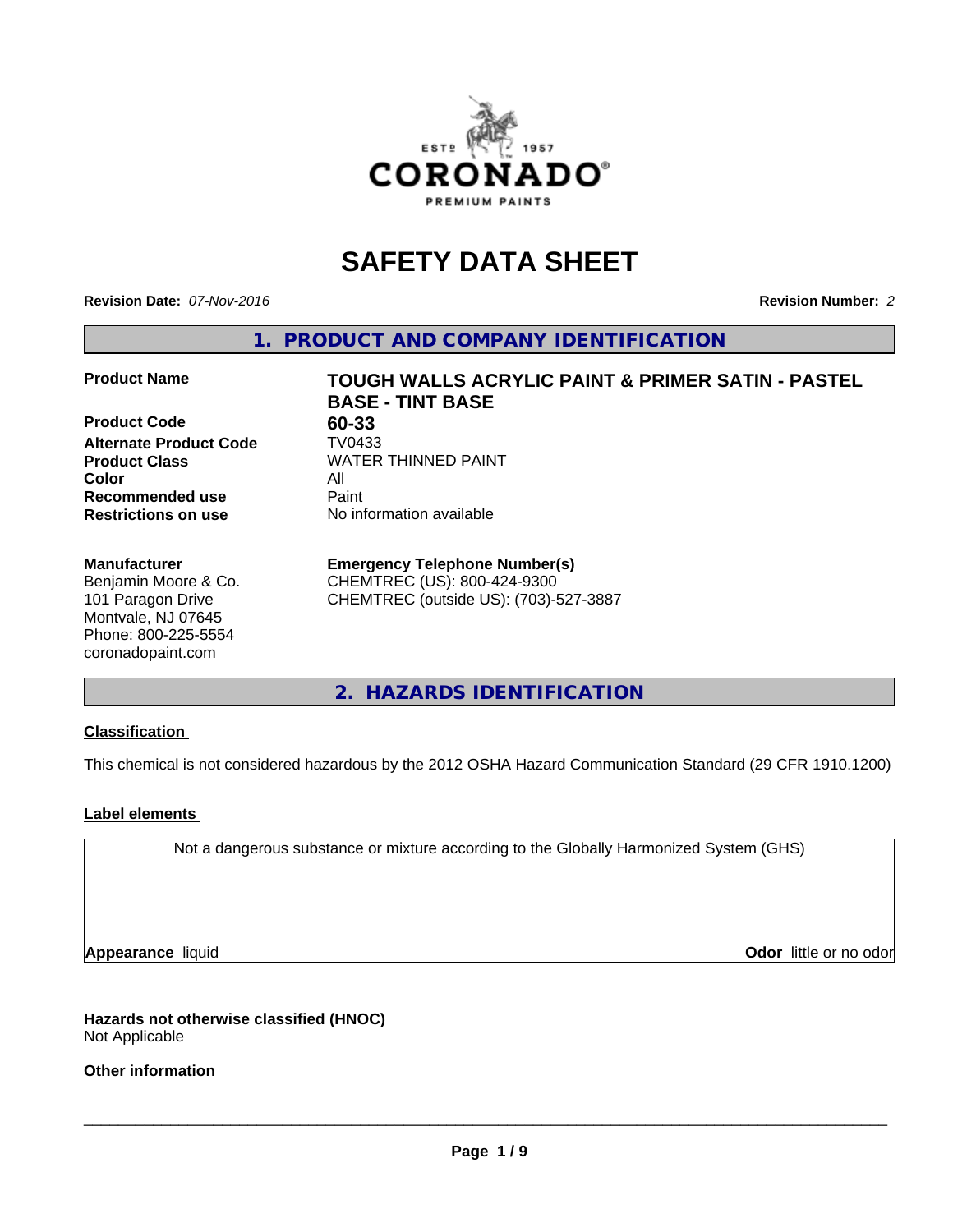# SAFETY DATA SHEET

**Revision Date:** *07-Nov-2016* **Revision Number:** *2*

## 1. PRODUCT AND COMPANY IDENTIFICATION

| | |
|---|---|
| **Product Name** | **TOUGH WALLS ACRYLIC PAINT & PRIMER SATIN - PASTEL BASE - TINT BASE** |
| **Product Code** | **60-33** |
| **Alternate Product Code** | TV0433 |
| **Product Class** | WATER THINNED PAINT |
| **Color** | All |
| **Recommended use** | Paint |
| **Restrictions on use** | No information available |

**Manufacturer**
Benjamin Moore & Co.
101 Paragon Drive
Montvale, NJ 07645
Phone: 800-225-5554
coronadopaint.com

**Emergency Telephone Number(s)**
CHEMTREC (US): 800-424-9300
CHEMTREC (outside US): (703)-527-3887

## 2. HAZARDS IDENTIFICATION

**Classification**

This chemical is not considered hazardous by the 2012 OSHA Hazard Communication Standard (29 CFR 1910.1200)

**Label elements**

Not a dangerous substance or mixture according to the Globally Harmonized System (GHS)

**Appearance** liquid **Odor** little or no odor

**Hazards not otherwise classified (HNOC)**
Not Applicable

**Other information**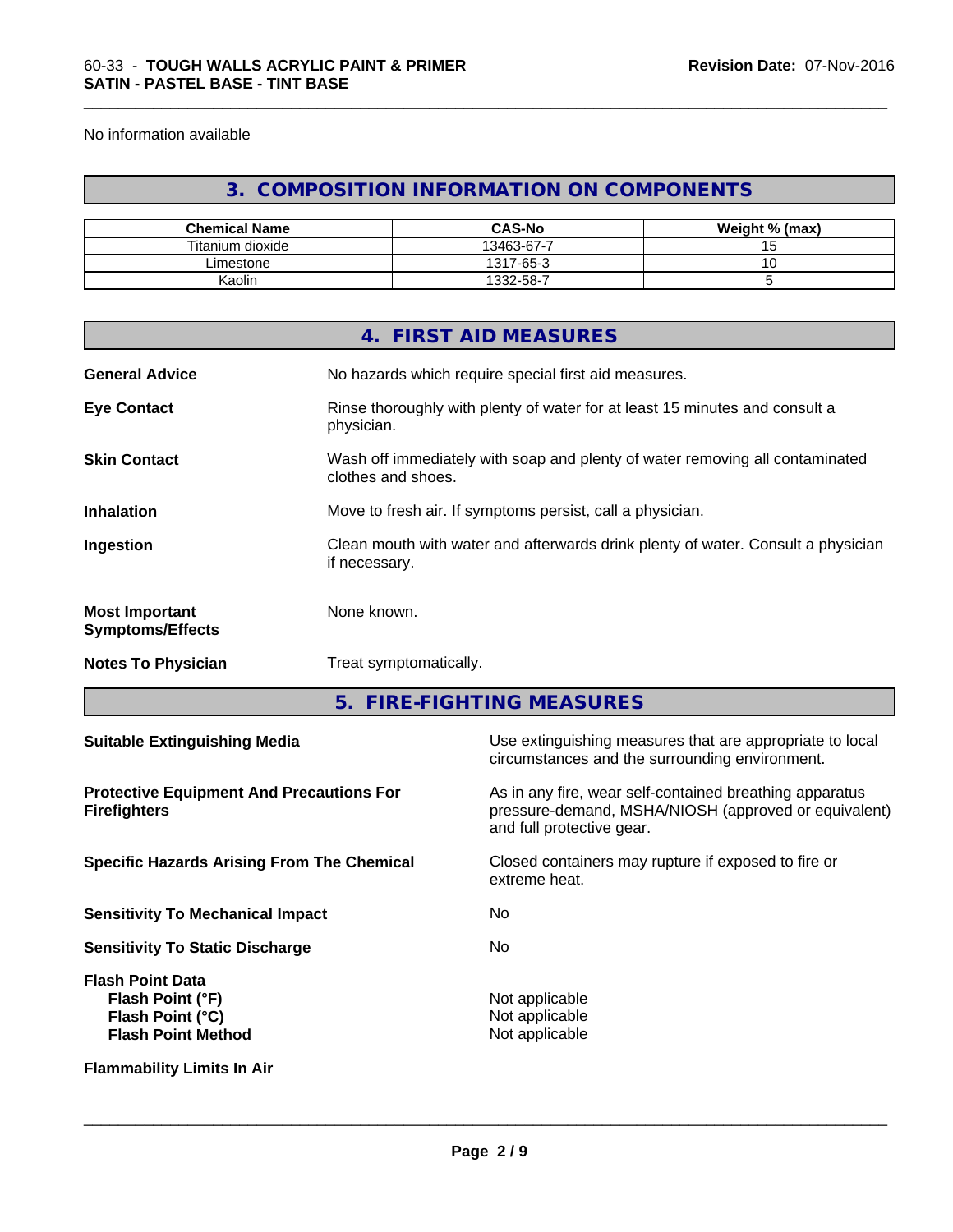No information available

## 3. COMPOSITION INFORMATION ON COMPONENTS

| Chemical Name | CAS-No | Weight % (max) |
|---|---|---|
| Titanium dioxide | 13463-67-7 | 15 |
| Limestone | 1317-65-3 | 10 |
| Kaolin | 1332-58-7 | 5 |

## 4. FIRST AID MEASURES

**General Advice** No hazards which require special first aid measures.

**Eye Contact** Rinse thoroughly with plenty of water for at least 15 minutes and consult a physician.

**Skin Contact** Wash off immediately with soap and plenty of water removing all contaminated clothes and shoes.

**Inhalation** Move to fresh air. If symptoms persist, call a physician.

**Ingestion** Clean mouth with water and afterwards drink plenty of water. Consult a physician if necessary.

**Most Important Symptoms/Effects** None known.

**Notes To Physician** Treat symptomatically.

## 5. FIRE-FIGHTING MEASURES

**Suitable Extinguishing Media** Use extinguishing measures that are appropriate to local circumstances and the surrounding environment.

**Protective Equipment And Precautions For Firefighters** As in any fire, wear self-contained breathing apparatus pressure-demand, MSHA/NIOSH (approved or equivalent) and full protective gear.

**Specific Hazards Arising From The Chemical** Closed containers may rupture if exposed to fire or extreme heat.

**Sensitivity To Mechanical Impact** No

**Sensitivity To Static Discharge** No

**Flash Point Data**
- **Flash Point (°F)** Not applicable
- **Flash Point (°C)** Not applicable
- **Flash Point Method** Not applicable

**Flammability Limits In Air**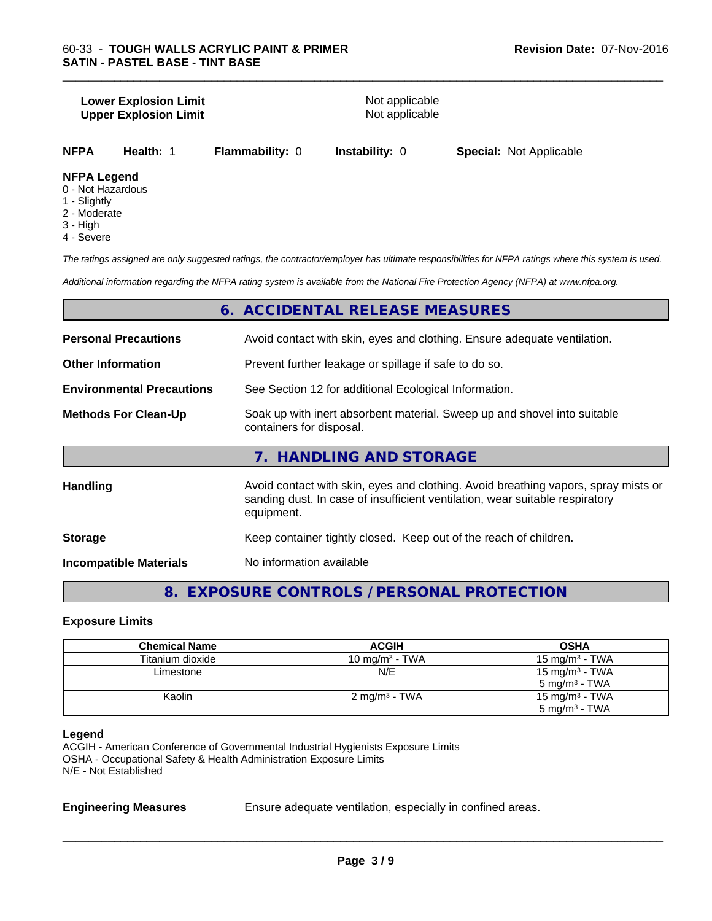**Lower Explosion Limit** Not applicable
**Upper Explosion Limit** Not applicable

**NFPA** **Health:** 1 **Flammability:** 0 **Instability:** 0 **Special:** Not Applicable

**NFPA Legend**
0 - Not Hazardous
1 - Slightly
2 - Moderate
3 - High
4 - Severe

*The ratings assigned are only suggested ratings, the contractor/employer has ultimate responsibilities for NFPA ratings where this system is used.*

*Additional information regarding the NFPA rating system is available from the National Fire Protection Agency (NFPA) at www.nfpa.org.*

## 6. ACCIDENTAL RELEASE MEASURES

**Personal Precautions** Avoid contact with skin, eyes and clothing. Ensure adequate ventilation.

**Other Information** Prevent further leakage or spillage if safe to do so.

**Environmental Precautions** See Section 12 for additional Ecological Information.

**Methods For Clean-Up** Soak up with inert absorbent material. Sweep up and shovel into suitable containers for disposal.

## 7. HANDLING AND STORAGE

**Handling** Avoid contact with skin, eyes and clothing. Avoid breathing vapors, spray mists or sanding dust. In case of insufficient ventilation, wear suitable respiratory equipment.

**Storage** Keep container tightly closed. Keep out of the reach of children.

**Incompatible Materials** No information available

## 8. EXPOSURE CONTROLS / PERSONAL PROTECTION

### Exposure Limits

| Chemical Name | ACGIH | OSHA |
|---|---|---|
| Titanium dioxide | 10 mg/m³ - TWA | 15 mg/m³ - TWA |
| Limestone | N/E | 15 mg/m³ - TWA<br>5 mg/m³ - TWA |
| Kaolin | 2 mg/m³ - TWA | 15 mg/m³ - TWA<br>5 mg/m³ - TWA |

**Legend**
ACGIH - American Conference of Governmental Industrial Hygienists Exposure Limits
OSHA - Occupational Safety & Health Administration Exposure Limits
N/E - Not Established

**Engineering Measures** Ensure adequate ventilation, especially in confined areas.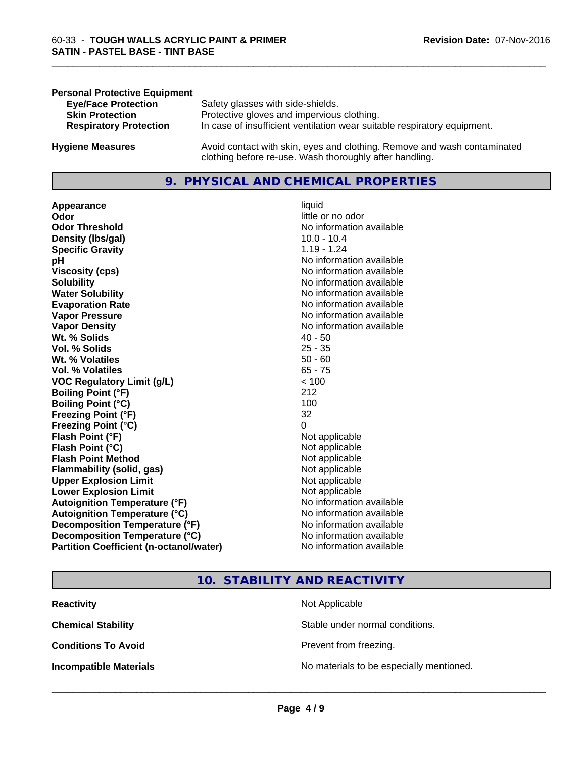**Personal Protective Equipment**

| | |
|---|---|
| **Eye/Face Protection** | Safety glasses with side-shields. |
| **Skin Protection** | Protective gloves and impervious clothing. |
| **Respiratory Protection** | In case of insufficient ventilation wear suitable respiratory equipment. |

**Hygiene Measures** — Avoid contact with skin, eyes and clothing. Remove and wash contaminated clothing before re-use. Wash thoroughly after handling.

## 9. PHYSICAL AND CHEMICAL PROPERTIES

| | |
|---|---|
| **Appearance** | liquid |
| **Odor** | little or no odor |
| **Odor Threshold** | No information available |
| **Density (lbs/gal)** | 10.0 - 10.4 |
| **Specific Gravity** | 1.19 - 1.24 |
| **pH** | No information available |
| **Viscosity (cps)** | No information available |
| **Solubility** | No information available |
| **Water Solubility** | No information available |
| **Evaporation Rate** | No information available |
| **Vapor Pressure** | No information available |
| **Vapor Density** | No information available |
| **Wt. % Solids** | 40 - 50 |
| **Vol. % Solids** | 25 - 35 |
| **Wt. % Volatiles** | 50 - 60 |
| **Vol. % Volatiles** | 65 - 75 |
| **VOC Regulatory Limit (g/L)** | < 100 |
| **Boiling Point (°F)** | 212 |
| **Boiling Point (°C)** | 100 |
| **Freezing Point (°F)** | 32 |
| **Freezing Point (°C)** | 0 |
| **Flash Point (°F)** | Not applicable |
| **Flash Point (°C)** | Not applicable |
| **Flash Point Method** | Not applicable |
| **Flammability (solid, gas)** | Not applicable |
| **Upper Explosion Limit** | Not applicable |
| **Lower Explosion Limit** | Not applicable |
| **Autoignition Temperature (°F)** | No information available |
| **Autoignition Temperature (°C)** | No information available |
| **Decomposition Temperature (°F)** | No information available |
| **Decomposition Temperature (°C)** | No information available |
| **Partition Coefficient (n-octanol/water)** | No information available |

## 10. STABILITY AND REACTIVITY

| | |
|---|---|
| **Reactivity** | Not Applicable |
| **Chemical Stability** | Stable under normal conditions. |
| **Conditions To Avoid** | Prevent from freezing. |
| **Incompatible Materials** | No materials to be especially mentioned. |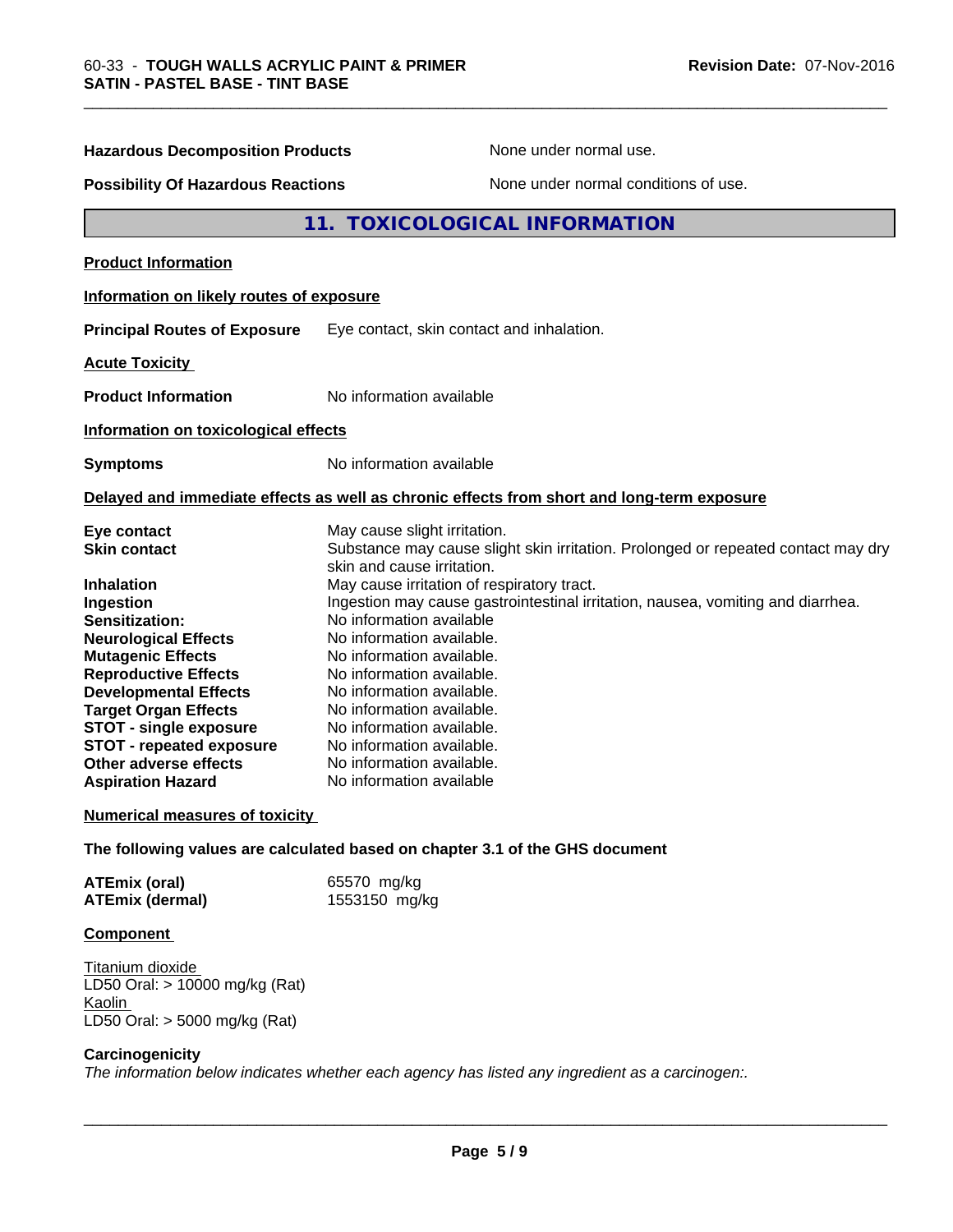**Hazardous Decomposition Products** None under normal use.

**Possibility Of Hazardous Reactions** None under normal conditions of use.

## 11. TOXICOLOGICAL INFORMATION

**Product Information**

**Information on likely routes of exposure**

**Principal Routes of Exposure** Eye contact, skin contact and inhalation.

**Acute Toxicity**

**Product Information** No information available

**Information on toxicological effects**

**Symptoms** No information available

**Delayed and immediate effects as well as chronic effects from short and long-term exposure**

| | |
|---|---|
| **Eye contact** | May cause slight irritation. |
| **Skin contact** | Substance may cause slight skin irritation. Prolonged or repeated contact may dry skin and cause irritation. |
| **Inhalation** | May cause irritation of respiratory tract. |
| **Ingestion** | Ingestion may cause gastrointestinal irritation, nausea, vomiting and diarrhea. |
| **Sensitization:** | No information available |
| **Neurological Effects** | No information available. |
| **Mutagenic Effects** | No information available. |
| **Reproductive Effects** | No information available. |
| **Developmental Effects** | No information available. |
| **Target Organ Effects** | No information available. |
| **STOT - single exposure** | No information available. |
| **STOT - repeated exposure** | No information available. |
| **Other adverse effects** | No information available. |
| **Aspiration Hazard** | No information available |

**Numerical measures of toxicity**

**The following values are calculated based on chapter 3.1 of the GHS document**

| | |
|---|---|
| **ATEmix (oral)** | 65570 mg/kg |
| **ATEmix (dermal)** | 1553150 mg/kg |

**Component**

Titanium dioxide
LD50 Oral: > 10000 mg/kg (Rat)
Kaolin
LD50 Oral: > 5000 mg/kg (Rat)

**Carcinogenicity**

*The information below indicates whether each agency has listed any ingredient as a carcinogen:.*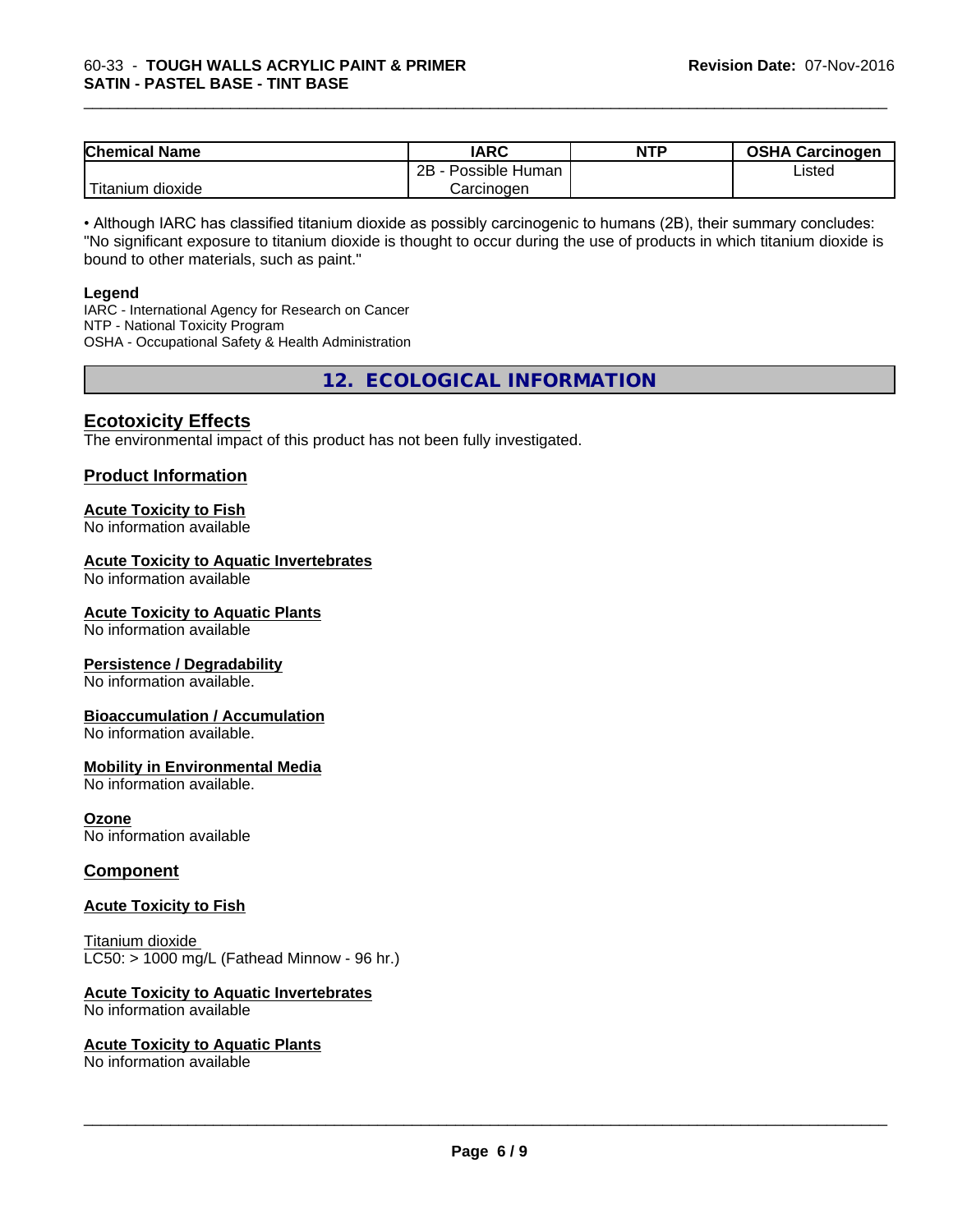| Chemical Name | IARC | NTP | OSHA Carcinogen |
| --- | --- | --- | --- |
| Titanium dioxide | 2B - Possible Human Carcinogen | | Listed |

• Although IARC has classified titanium dioxide as possibly carcinogenic to humans (2B), their summary concludes: "No significant exposure to titanium dioxide is thought to occur during the use of products in which titanium dioxide is bound to other materials, such as paint."

**Legend**
IARC - International Agency for Research on Cancer
NTP - National Toxicity Program
OSHA - Occupational Safety & Health Administration

## 12. ECOLOGICAL INFORMATION

### Ecotoxicity Effects

The environmental impact of this product has not been fully investigated.

### Product Information

**Acute Toxicity to Fish**
No information available

**Acute Toxicity to Aquatic Invertebrates**
No information available

**Acute Toxicity to Aquatic Plants**
No information available

**Persistence / Degradability**
No information available.

**Bioaccumulation / Accumulation**
No information available.

**Mobility in Environmental Media**
No information available.

**Ozone**
No information available

### Component

**Acute Toxicity to Fish**

Titanium dioxide
LC50: > 1000 mg/L (Fathead Minnow - 96 hr.)

**Acute Toxicity to Aquatic Invertebrates**
No information available

**Acute Toxicity to Aquatic Plants**
No information available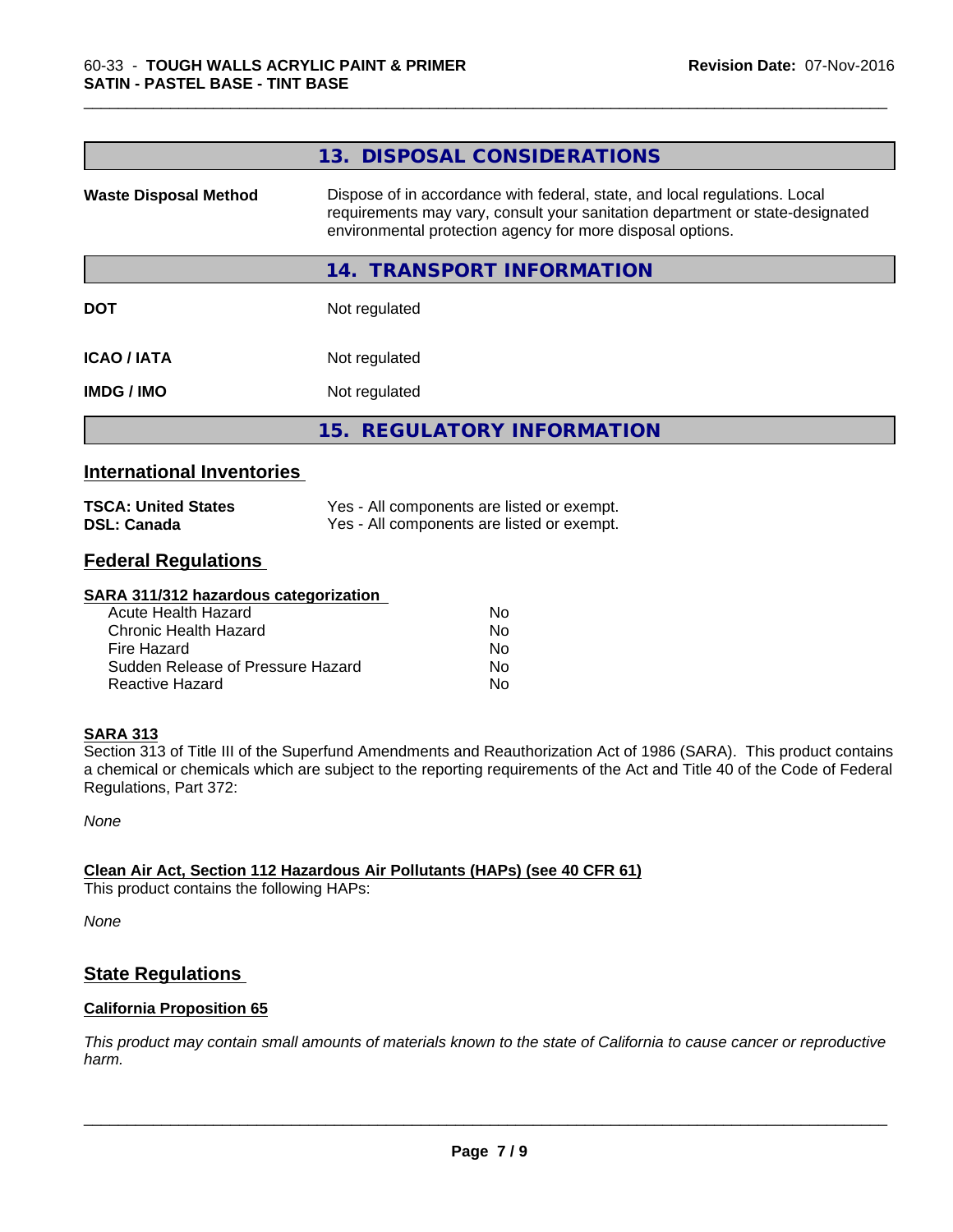## 13. DISPOSAL CONSIDERATIONS

| | |
|---|---|
| **Waste Disposal Method** | Dispose of in accordance with federal, state, and local regulations. Local requirements may vary, consult your sanitation department or state-designated environmental protection agency for more disposal options. |

## 14. TRANSPORT INFORMATION

| | |
|---|---|
| **DOT** | Not regulated |
| **ICAO / IATA** | Not regulated |
| **IMDG / IMO** | Not regulated |

## 15. REGULATORY INFORMATION

### International Inventories

| | |
|---|---|
| **TSCA: United States** | Yes - All components are listed or exempt. |
| **DSL: Canada** | Yes - All components are listed or exempt. |

### Federal Regulations

**SARA 311/312 hazardous categorization**

| | |
|---|---|
| Acute Health Hazard | No |
| Chronic Health Hazard | No |
| Fire Hazard | No |
| Sudden Release of Pressure Hazard | No |
| Reactive Hazard | No |

**SARA 313**

Section 313 of Title III of the Superfund Amendments and Reauthorization Act of 1986 (SARA). This product contains a chemical or chemicals which are subject to the reporting requirements of the Act and Title 40 of the Code of Federal Regulations, Part 372:

*None*

**Clean Air Act, Section 112 Hazardous Air Pollutants (HAPs) (see 40 CFR 61)**

This product contains the following HAPs:

*None*

### State Regulations

**California Proposition 65**

*This product may contain small amounts of materials known to the state of California to cause cancer or reproductive harm.*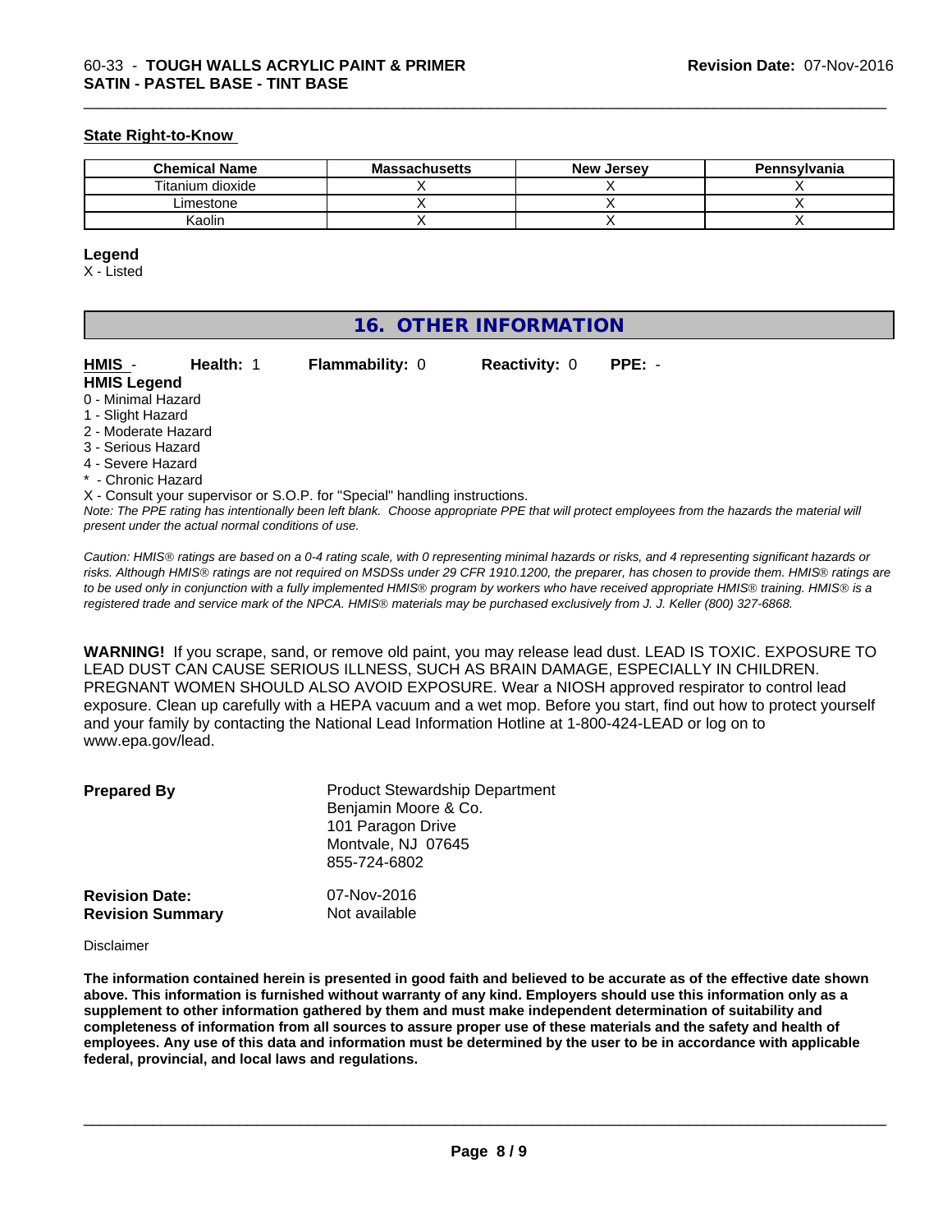### State Right-to-Know

| Chemical Name | Massachusetts | New Jersey | Pennsylvania |
|---|---|---|---|
| Titanium dioxide | X | X | X |
| Limestone | X | X | X |
| Kaolin | X | X | X |

**Legend**

X - Listed

## 16. OTHER INFORMATION

**HMIS** - **Health:** 1 **Flammability:** 0 **Reactivity:** 0 **PPE:** -

**HMIS Legend**

0 - Minimal Hazard
1 - Slight Hazard
2 - Moderate Hazard
3 - Serious Hazard
4 - Severe Hazard
* - Chronic Hazard
X - Consult your supervisor or S.O.P. for "Special" handling instructions.

*Note: The PPE rating has intentionally been left blank. Choose appropriate PPE that will protect employees from the hazards the material will present under the actual normal conditions of use.*

*Caution: HMIS® ratings are based on a 0-4 rating scale, with 0 representing minimal hazards or risks, and 4 representing significant hazards or risks. Although HMIS® ratings are not required on MSDSs under 29 CFR 1910.1200, the preparer, has chosen to provide them. HMIS® ratings are to be used only in conjunction with a fully implemented HMIS® program by workers who have received appropriate HMIS® training. HMIS® is a registered trade and service mark of the NPCA. HMIS® materials may be purchased exclusively from J. J. Keller (800) 327-6868.*

**WARNING!** If you scrape, sand, or remove old paint, you may release lead dust. LEAD IS TOXIC. EXPOSURE TO LEAD DUST CAN CAUSE SERIOUS ILLNESS, SUCH AS BRAIN DAMAGE, ESPECIALLY IN CHILDREN. PREGNANT WOMEN SHOULD ALSO AVOID EXPOSURE. Wear a NIOSH approved respirator to control lead exposure. Clean up carefully with a HEPA vacuum and a wet mop. Before you start, find out how to protect yourself and your family by contacting the National Lead Information Hotline at 1-800-424-LEAD or log on to www.epa.gov/lead.

**Prepared By**
Product Stewardship Department
Benjamin Moore & Co.
101 Paragon Drive
Montvale, NJ 07645
855-724-6802

**Revision Date:** 07-Nov-2016
**Revision Summary** Not available

Disclaimer

**The information contained herein is presented in good faith and believed to be accurate as of the effective date shown above. This information is furnished without warranty of any kind. Employers should use this information only as a supplement to other information gathered by them and must make independent determination of suitability and completeness of information from all sources to assure proper use of these materials and the safety and health of employees. Any use of this data and information must be determined by the user to be in accordance with applicable federal, provincial, and local laws and regulations.**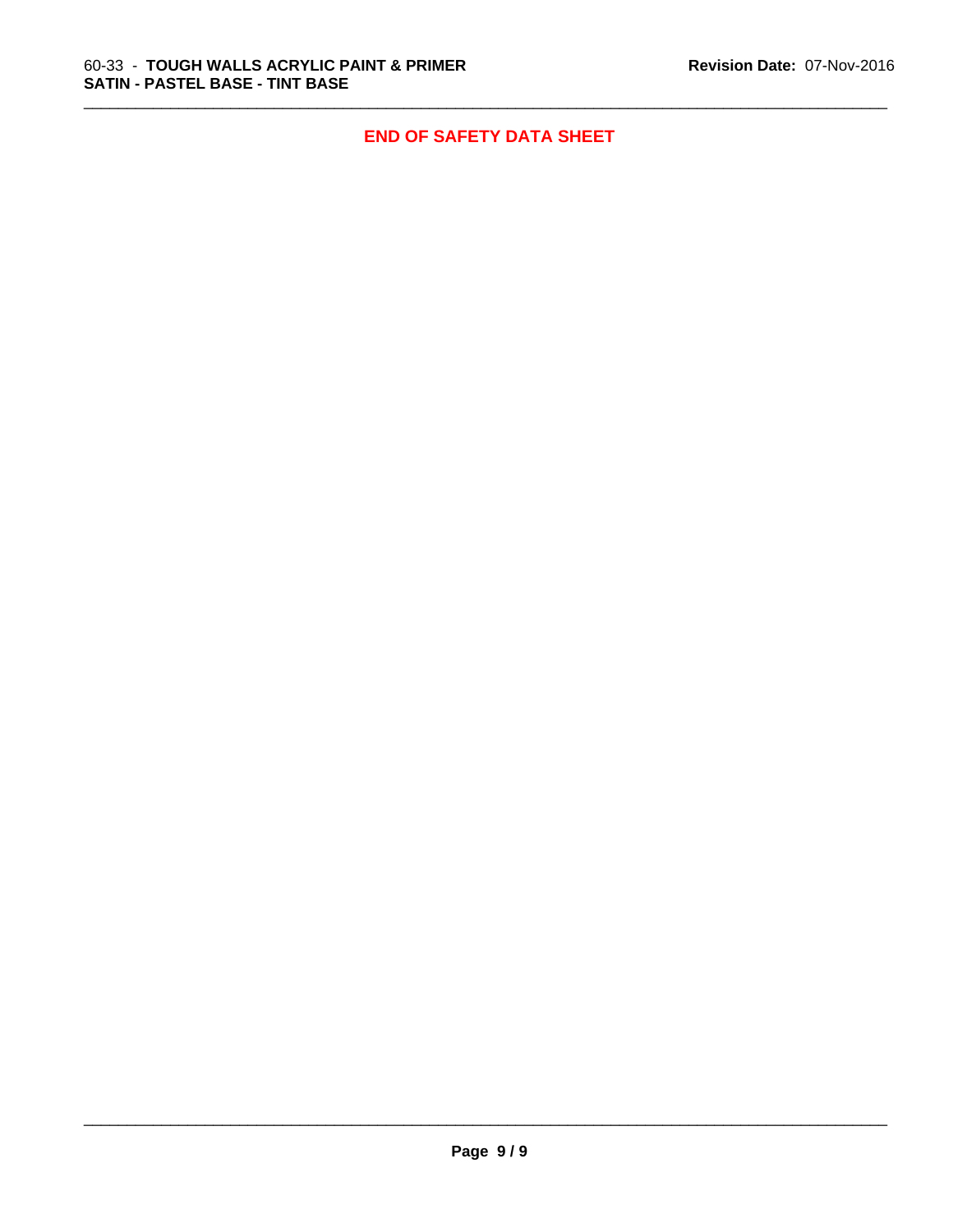**END OF SAFETY DATA SHEET**